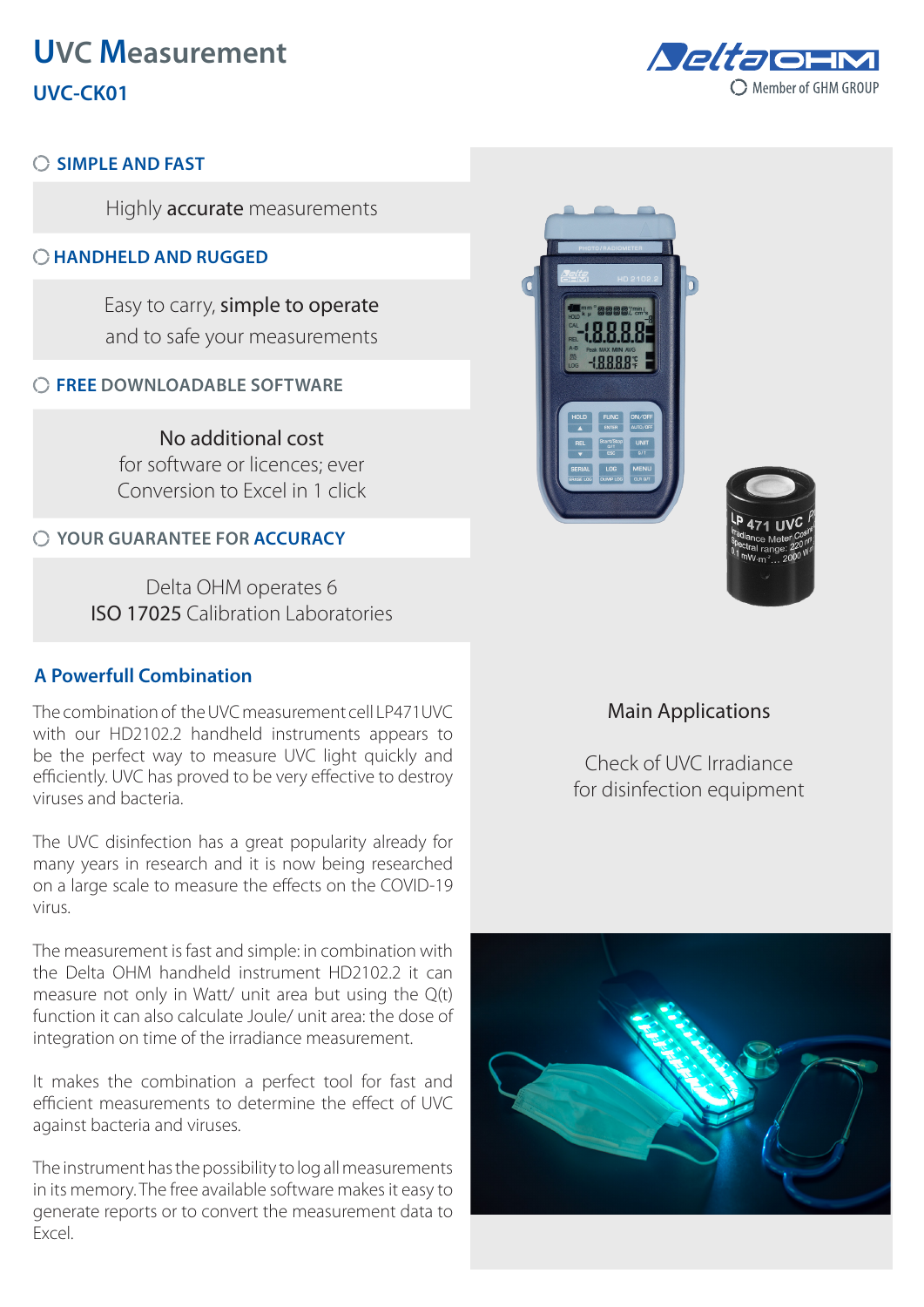# UVC Measurement

## UVC-CK01

Member of GHM GROUP

### SIMPLE AND FAST

Highly **accurate** measurements

### HANDHELD AND RUGGED

Easy to carry, **simple to operate**
and to safe your measurements

### FREE DOWNLOADABLE SOFTWARE

No additional cost
for software or licences; ever
Conversion to Excel in 1 click

### YOUR GUARANTEE FOR **ACCURACY**

Delta OHM operates 6
**ISO 17025** Calibration Laboratories

## A Powerfull Combination

The combination of the UVC measurement cell LP471UVC with our HD2102.2 handheld instruments appears to be the perfect way to measure UVC light quickly and efficiently. UVC has proved to be very effective to destroy viruses and bacteria.

The UVC disinfection has a great popularity already for many years in research and it is now being researched on a large scale to measure the effects on the COVID-19 virus.

The measurement is fast and simple: in combination with the Delta OHM handheld instrument HD2102.2 it can measure not only in Watt/ unit area but using the Q(t) function it can also calculate Joule/ unit area: the dose of integration on time of the irradiance measurement.

It makes the combination a perfect tool for fast and efficient measurements to determine the effect of UVC against bacteria and viruses.

The instrument has the possibility to log all measurements in its memory. The free available software makes it easy to generate reports or to convert the measurement data to Excel.

## Main Applications

Check of UVC Irradiance
for disinfection equipment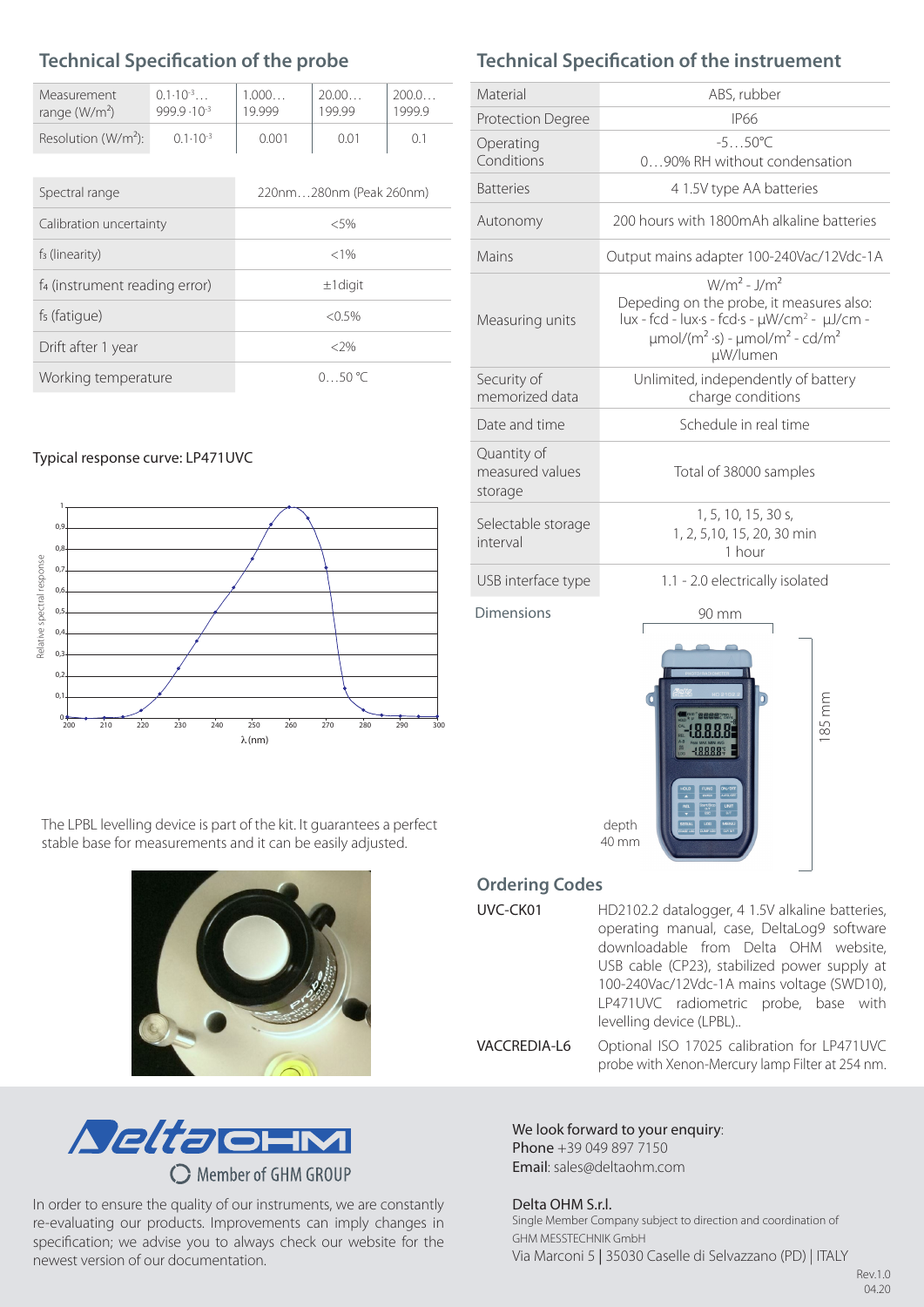## Technical Specification of the probe

| Measurement range ($W/m^2$) | $0.1 \cdot 10^{-3}$… $999.9 \cdot 10^{-3}$ | 1.000… 19.999 | 20.00… 199.99 | 200.0… 1999.9 |
|---|---|---|---|---|
| Resolution ($W/m^2$): | $0.1 \cdot 10^{-3}$ | 0.001 | 0.01 | 0.1 |

| | |
|---|---|
| Spectral range | 220nm…280nm (Peak 260nm) |
| Calibration uncertainty | <5% |
| $f_3$ (linearity) | <1% |
| $f_4$ (instrument reading error) | ±1digit |
| $f_5$ (fatigue) | <0.5% |
| Drift after 1 year | <2% |
| Working temperature | 0…50 °C |

Typical response curve: LP471UVC

Relative spectral response

1
0,9
0,8
0,7
0,6
0,5
0,4
0,3
0,2
0,1
0

200 210 220 230 240 250 260 270 280 290 300

λ (nm)

The LPBL levelling device is part of the kit. It guarantees a perfect stable base for measurements and it can be easily adjusted.

## Technical Specification of the instrument

| | |
|---|---|
| Material | ABS, rubber |
| Protection Degree | IP66 |
| Operating Conditions | -5…50°C<br>0…90% RH without condensation |
| Batteries | 4 1.5V type AA batteries |
| Autonomy | 200 hours with 1800mAh alkaline batteries |
| Mains | Output mains adapter 100-240Vac/12Vdc-1A |
| Measuring units | $W/m^2$ - $J/m^2$<br>Depeding on the probe, it measures also: lux - fcd - lux·s - fcd·s - $\mu W/cm^2$ - $\mu J/cm$ - $\mu mol/(m^2 \cdot s)$ - $\mu mol/m^2$ - $cd/m^2$ $\mu W$/lumen |
| Security of memorized data | Unlimited, independently of battery charge conditions |
| Date and time | Schedule in real time |
| Quantity of measured values storage | Total of 38000 samples |
| Selectable storage interval | 1, 5, 10, 15, 30 s,<br>1, 2, 5,10, 15, 20, 30 min<br>1 hour |
| USB interface type | 1.1 - 2.0 electrically isolated |

Dimensions

90 mm

185 mm

depth 40 mm

## Ordering Codes

**UVC-CK01** HD2102.2 datalogger, 4 1.5V alkaline batteries, operating manual, case, DeltaLog9 software downloadable from Delta OHM website, USB cable (CP23), stabilized power supply at 100-240Vac/12Vdc-1A mains voltage (SWD10), LP471UVC radiometric probe, base with levelling device (LPBL)..

**VACCREDIA-L6** Optional ISO 17025 calibration for LP471UVC probe with Xenon-Mercury lamp Filter at 254 nm.

Delta OHM
Member of GHM GROUP

In order to ensure the quality of our instruments, we are constantly re-evaluating our products. Improvements can imply changes in specification; we advise you to always check our website for the newest version of our documentation.

We look forward to your enquiry:
Phone +39 049 897 7150
Email: sales@deltaohm.com

Delta OHM S.r.l.
Single Member Company subject to direction and coordination of GHM MESSTECHNIK GmbH
Via Marconi 5 | 35030 Caselle di Selvazzano (PD) | ITALY

Rev.1.0
04.20